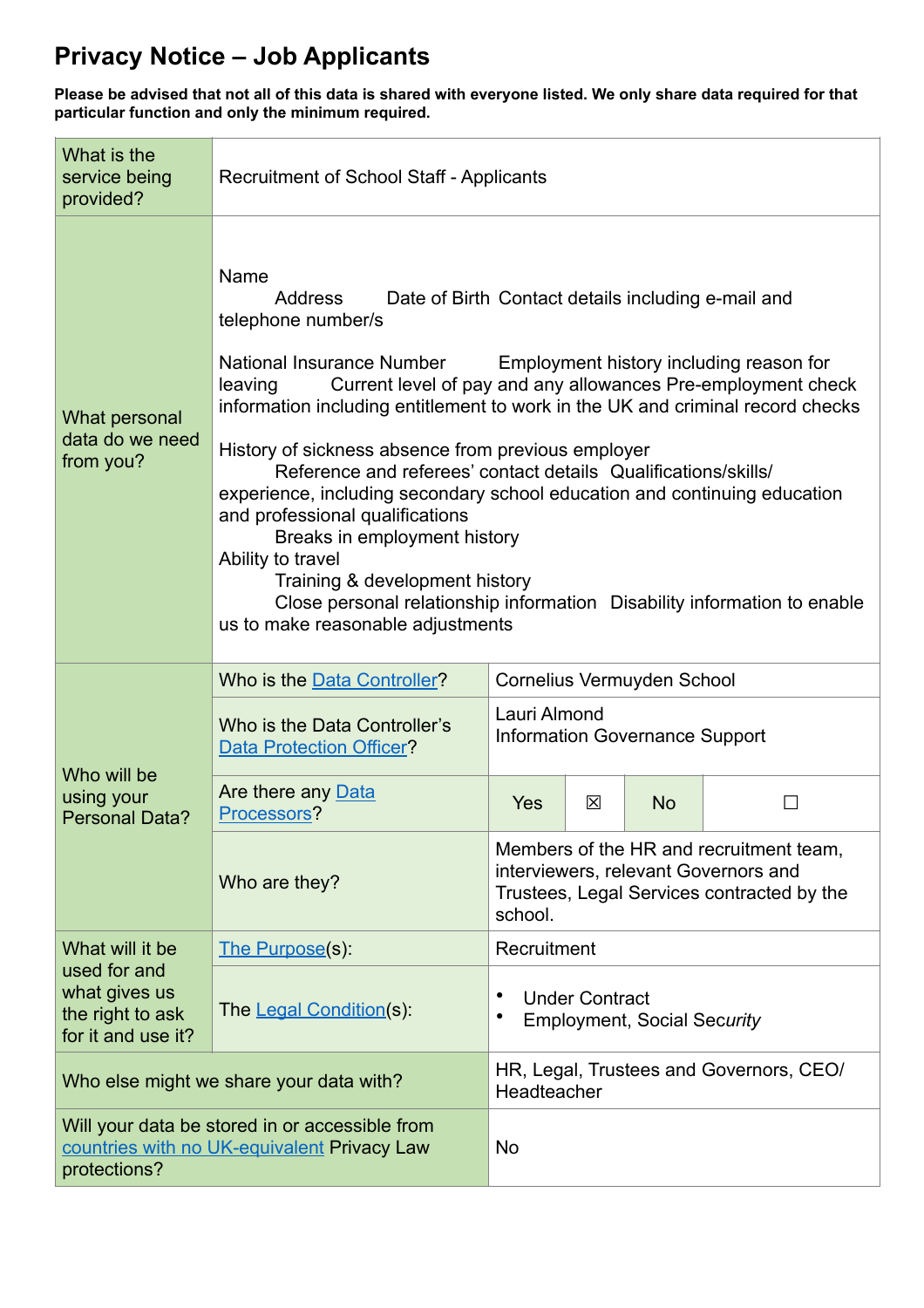# Privacy Notice – Job Applicants

**Please be advised that not all of this data is shared with everyone listed. We only share data required for that particular function and only the minimum required.**

| | | | | | |
|---|---|---|---|---|---|
| What is the service being provided? | Recruitment of School Staff - Applicants | | | | |
| What personal data do we need from you? | Name Address Date of Birth Contact details including e-mail and telephone number/s<br><br>National Insurance Number Employment history including reason for leaving Current level of pay and any allowances Pre-employment check information including entitlement to work in the UK and criminal record checks<br><br>History of sickness absence from previous employer Reference and referees' contact details Qualifications/skills/ experience, including secondary school education and continuing education and professional qualifications Breaks in employment history Ability to travel Training & development history Close personal relationship information Disability information to enable us to make reasonable adjustments | | | | |
| Who will be using your Personal Data? | Who is the Data Controller? | Cornelius Vermuyden School | | | |
| | Who is the Data Controller's Data Protection Officer? | Lauri Almond<br>Information Governance Support | | | |
| | Are there any Data Processors? | Yes | ☒ | No | ☐ |
| | Who are they? | Members of the HR and recruitment team, interviewers, relevant Governors and Trustees, Legal Services contracted by the school. | | | |
| What will it be used for and what gives us the right to ask for it and use it? | The Purpose(s): | Recruitment | | | |
| | The Legal Condition(s): | • Under Contract<br>• Employment, Social Security | | | |
| Who else might we share your data with? | | HR, Legal, Trustees and Governors, CEO/ Headteacher | | | |
| Will your data be stored in or accessible from countries with no UK-equivalent Privacy Law protections? | | No | | | |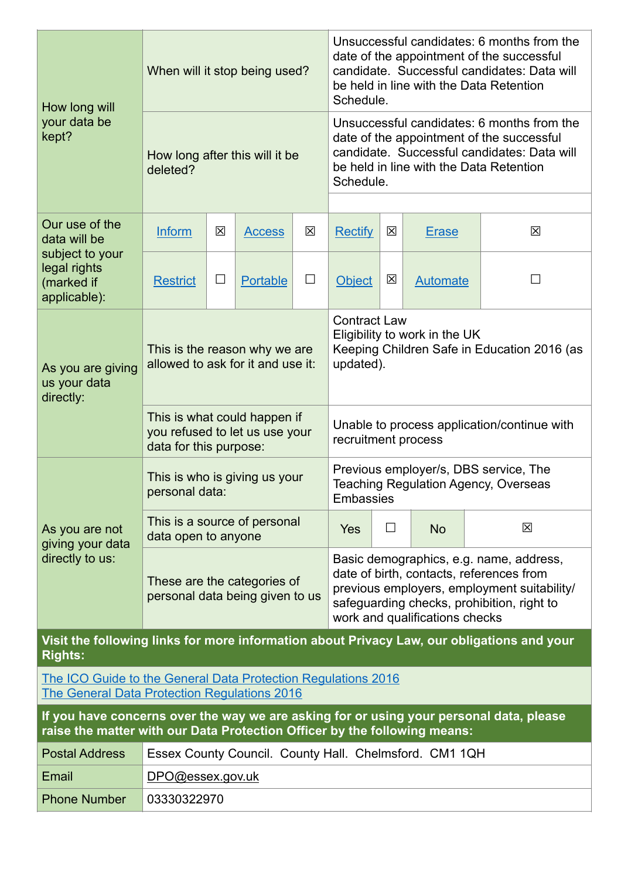| | | | | | | | | |
|---|---|---|---|---|---|---|---|---|
| How long will your data be kept? | When will it stop being used? | | | | Unsuccessful candidates: 6 months from the date of the appointment of the successful candidate. Successful candidates: Data will be held in line with the Data Retention Schedule. | | | |
| | How long after this will it be deleted? | | | | Unsuccessful candidates: 6 months from the date of the appointment of the successful candidate. Successful candidates: Data will be held in line with the Data Retention Schedule. | | | |
| Our use of the data will be subject to your legal rights (marked if applicable): | Inform | ☒ | Access | ☒ | Rectify | ☒ | Erase | ☒ |
| | Restrict | ☐ | Portable | ☐ | Object | ☒ | Automate | ☐ |
| As you are giving us your data directly: | This is the reason why we are allowed to ask for it and use it: | | | | Contract Law<br>Eligibility to work in the UK<br>Keeping Children Safe in Education 2016 (as updated). | | | |
| | This is what could happen if you refused to let us use your data for this purpose: | | | | Unable to process application/continue with recruitment process | | | |
| As you are not giving your data directly to us: | This is who is giving us your personal data: | | | | Previous employer/s, DBS service, The Teaching Regulation Agency, Overseas Embassies | | | |
| | This is a source of personal data open to anyone | | | | Yes | ☐ | No | ☒ |
| | These are the categories of personal data being given to us | | | | Basic demographics, e.g. name, address, date of birth, contacts, references from previous employers, employment suitability/ safeguarding checks, prohibition, right to work and qualifications checks | | | |

**Visit the following links for more information about Privacy Law, our obligations and your Rights:**

The ICO Guide to the General Data Protection Regulations 2016
The General Data Protection Regulations 2016

**If you have concerns over the way we are asking for or using your personal data, please raise the matter with our Data Protection Officer by the following means:**

| | |
|---|---|
| Postal Address | Essex County Council. County Hall. Chelmsford. CM1 1QH |
| Email | DPO@essex.gov.uk |
| Phone Number | 03330322970 |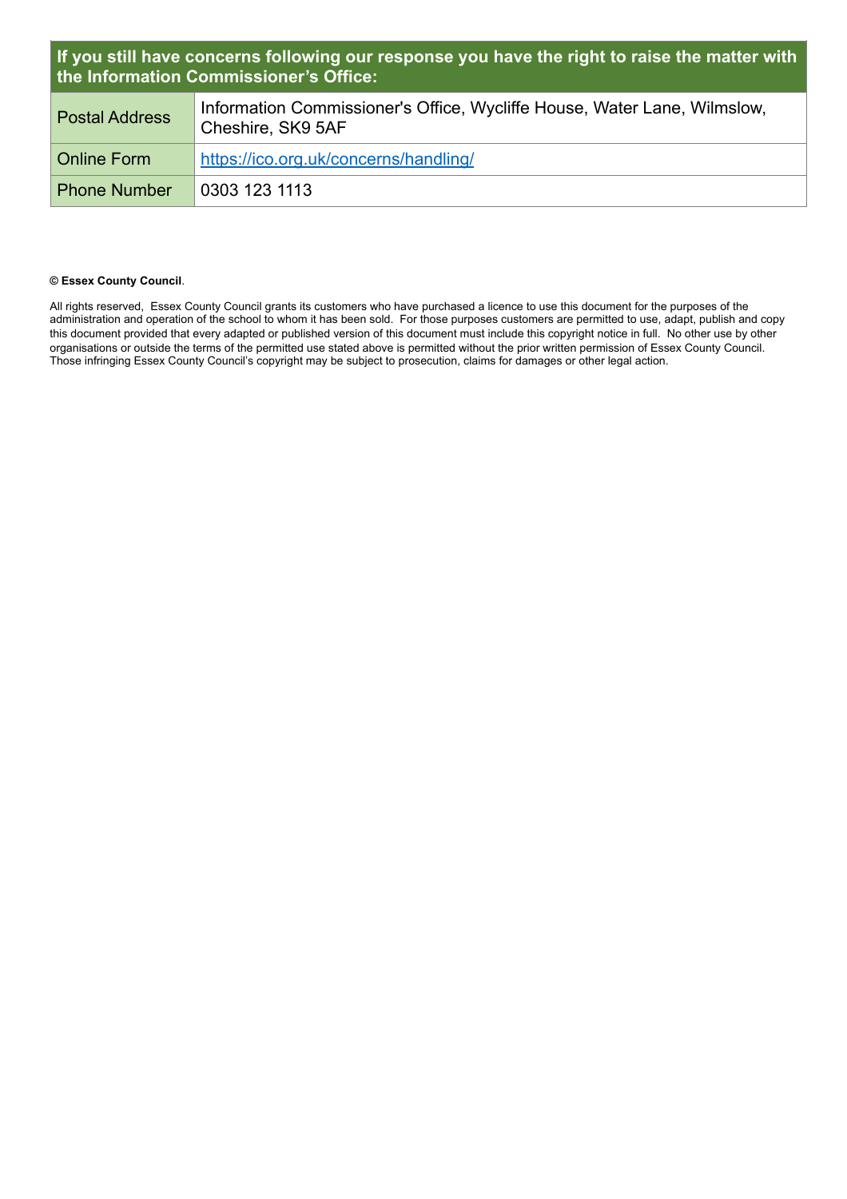| If you still have concerns following our response you have the right to raise the matter with the Information Commissioner's Office: | |
|---|---|
| Postal Address | Information Commissioner's Office, Wycliffe House, Water Lane, Wilmslow, Cheshire, SK9 5AF |
| Online Form | https://ico.org.uk/concerns/handling/ |
| Phone Number | 0303 123 1113 |

**© Essex County Council**.

All rights reserved, Essex County Council grants its customers who have purchased a licence to use this document for the purposes of the administration and operation of the school to whom it has been sold. For those purposes customers are permitted to use, adapt, publish and copy this document provided that every adapted or published version of this document must include this copyright notice in full. No other use by other organisations or outside the terms of the permitted use stated above is permitted without the prior written permission of Essex County Council. Those infringing Essex County Council's copyright may be subject to prosecution, claims for damages or other legal action.